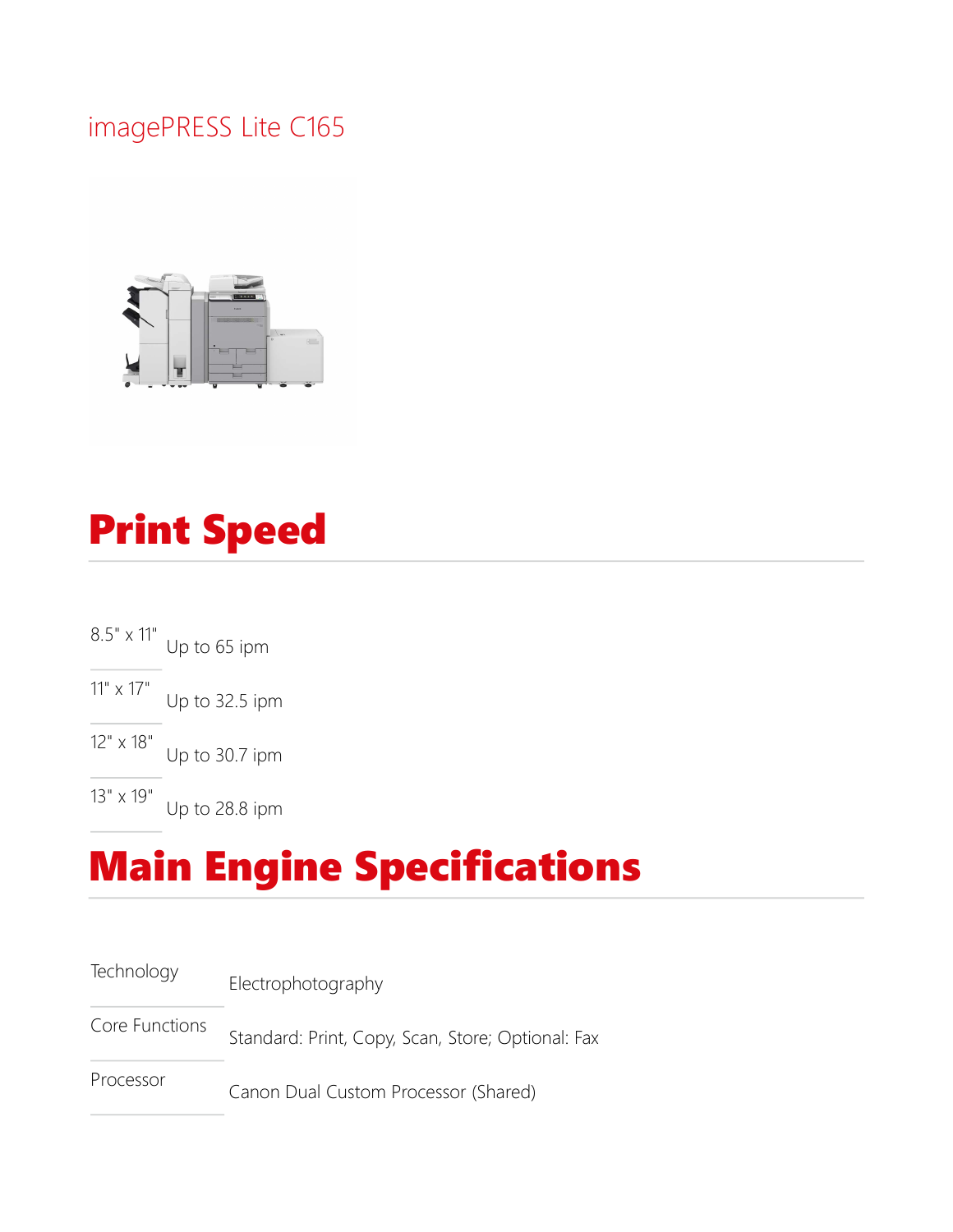# imagePRESS Lite C165

## Print Speed

| | |
|---|---|
| 8.5" x 11" | Up to 65 ipm |
| 11" x 17" | Up to 32.5 ipm |
| 12" x 18" | Up to 30.7 ipm |
| 13" x 19" | Up to 28.8 ipm |

## Main Engine Specifications

| | |
|---|---|
| Technology | Electrophotography |
| Core Functions | Standard: Print, Copy, Scan, Store; Optional: Fax |
| Processor | Canon Dual Custom Processor (Shared) |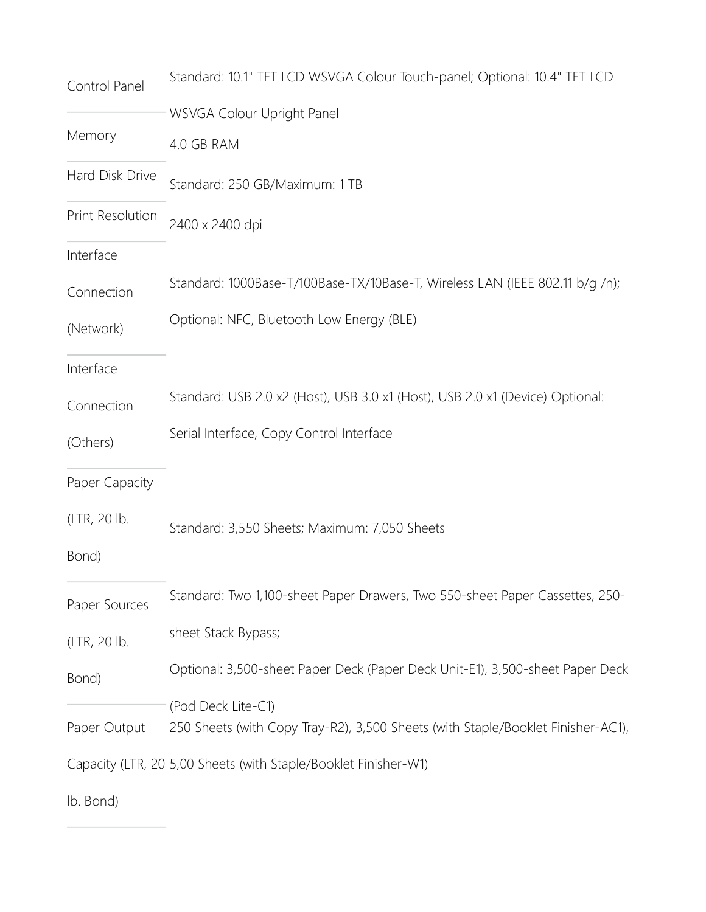| | |
|---|---|
| Control Panel | Standard: 10.1" TFT LCD WSVGA Colour Touch-panel; Optional: 10.4" TFT LCD WSVGA Colour Upright Panel |
| Memory | 4.0 GB RAM |
| Hard Disk Drive | Standard: 250 GB/Maximum: 1 TB |
| Print Resolution | 2400 x 2400 dpi |
| Interface Connection (Network) | Standard: 1000Base-T/100Base-TX/10Base-T, Wireless LAN (IEEE 802.11 b/g /n); Optional: NFC, Bluetooth Low Energy (BLE) |
| Interface Connection (Others) | Standard: USB 2.0 x2 (Host), USB 3.0 x1 (Host), USB 2.0 x1 (Device) Optional: Serial Interface, Copy Control Interface |
| Paper Capacity (LTR, 20 lb. Bond) | Standard: 3,550 Sheets; Maximum: 7,050 Sheets |
| Paper Sources (LTR, 20 lb. Bond) | Standard: Two 1,100-sheet Paper Drawers, Two 550-sheet Paper Cassettes, 250-sheet Stack Bypass; Optional: 3,500-sheet Paper Deck (Paper Deck Unit-E1), 3,500-sheet Paper Deck (Pod Deck Lite-C1) |
| Paper Output Capacity (LTR, 20 lb. Bond) | 250 Sheets (with Copy Tray-R2), 3,500 Sheets (with Staple/Booklet Finisher-AC1), 5,00 Sheets (with Staple/Booklet Finisher-W1) |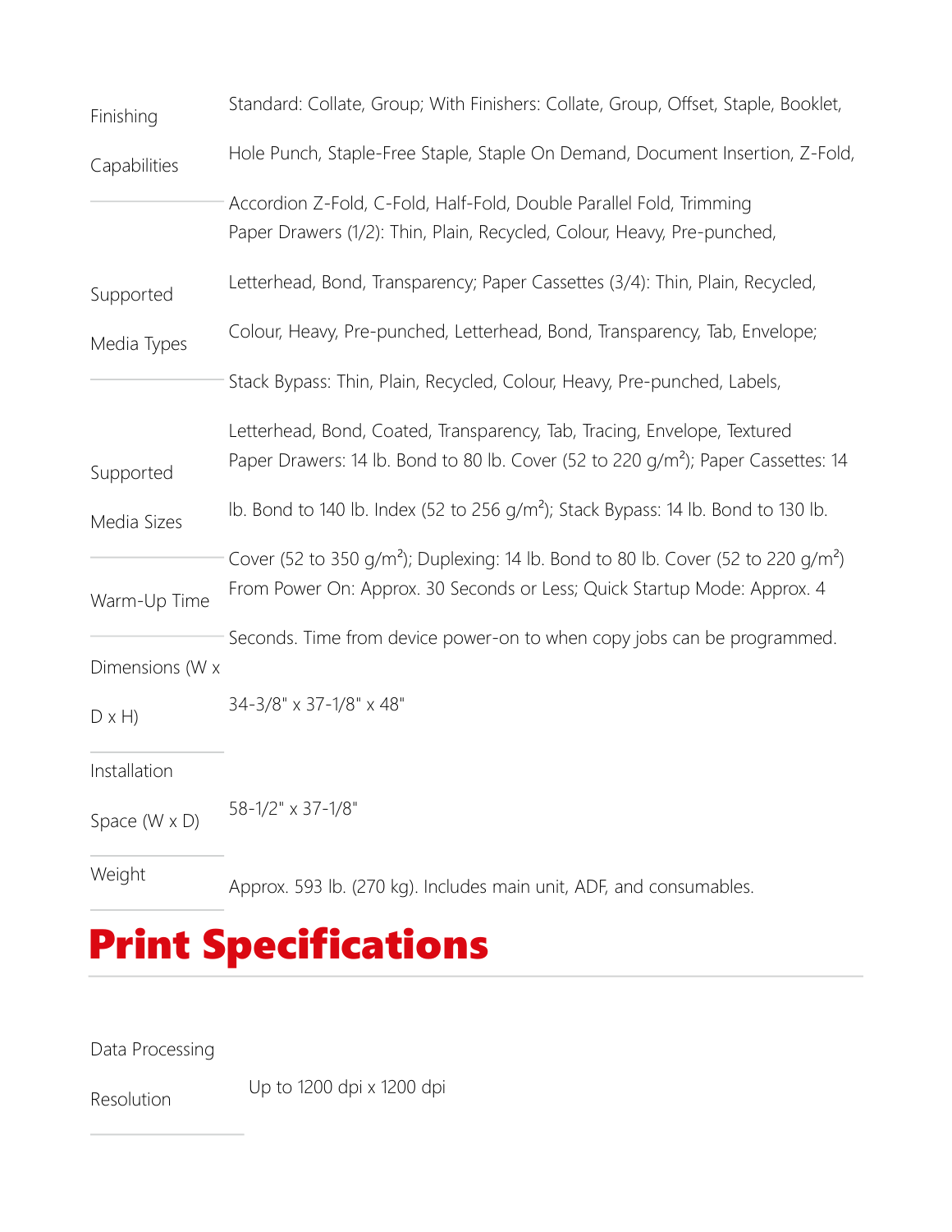| | |
|---|---|
| Finishing Capabilities | Standard: Collate, Group; With Finishers: Collate, Group, Offset, Staple, Booklet, Hole Punch, Staple-Free Staple, Staple On Demand, Document Insertion, Z-Fold, Accordion Z-Fold, C-Fold, Half-Fold, Double Parallel Fold, Trimming |
| Supported Media Types | Paper Drawers (1/2): Thin, Plain, Recycled, Colour, Heavy, Pre-punched, Letterhead, Bond, Transparency; Paper Cassettes (3/4): Thin, Plain, Recycled, Colour, Heavy, Pre-punched, Letterhead, Bond, Transparency, Tab, Envelope; Stack Bypass: Thin, Plain, Recycled, Colour, Heavy, Pre-punched, Labels, Letterhead, Bond, Coated, Transparency, Tab, Tracing, Envelope, Textured |
| Supported Media Sizes | Paper Drawers: 14 lb. Bond to 80 lb. Cover (52 to 220 g/m²); Paper Cassettes: 14 lb. Bond to 140 lb. Index (52 to 256 g/m²); Stack Bypass: 14 lb. Bond to 130 lb. Cover (52 to 350 g/m²); Duplexing: 14 lb. Bond to 80 lb. Cover (52 to 220 g/m²) |
| Warm-Up Time | From Power On: Approx. 30 Seconds or Less; Quick Startup Mode: Approx. 4 Seconds. Time from device power-on to when copy jobs can be programmed. |
| Dimensions (W x D x H) | 34-3/8" x 37-1/8" x 48" |
| Installation Space (W x D) | 58-1/2" x 37-1/8" |
| Weight | Approx. 593 lb. (270 kg). Includes main unit, ADF, and consumables. |

# Print Specifications

| | |
|---|---|
| Data Processing Resolution | Up to 1200 dpi x 1200 dpi |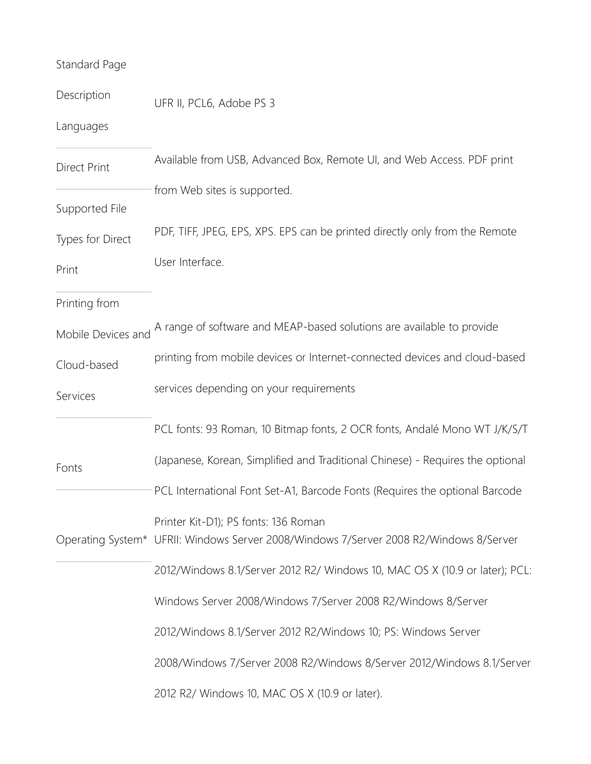| | |
|---|---|
| Standard Page Description Languages | UFR II, PCL6, Adobe PS 3 |
| Direct Print | Available from USB, Advanced Box, Remote UI, and Web Access. PDF print from Web sites is supported. |
| Supported File Types for Direct Print | PDF, TIFF, JPEG, EPS, XPS. EPS can be printed directly only from the Remote User Interface. |
| Printing from Mobile Devices and Cloud-based Services | A range of software and MEAP-based solutions are available to provide printing from mobile devices or Internet-connected devices and cloud-based services depending on your requirements |
| Fonts | PCL fonts: 93 Roman, 10 Bitmap fonts, 2 OCR fonts, Andalé Mono WT J/K/S/T (Japanese, Korean, Simplified and Traditional Chinese) - Requires the optional PCL International Font Set-A1, Barcode Fonts (Requires the optional Barcode Printer Kit-D1); PS fonts: 136 Roman |
| Operating System* | UFRII: Windows Server 2008/Windows 7/Server 2008 R2/Windows 8/Server 2012/Windows 8.1/Server 2012 R2/ Windows 10, MAC OS X (10.9 or later); PCL: Windows Server 2008/Windows 7/Server 2008 R2/Windows 8/Server 2012/Windows 8.1/Server 2012 R2/Windows 10; PS: Windows Server 2008/Windows 7/Server 2008 R2/Windows 8/Server 2012/Windows 8.1/Server 2012 R2/ Windows 10, MAC OS X (10.9 or later). |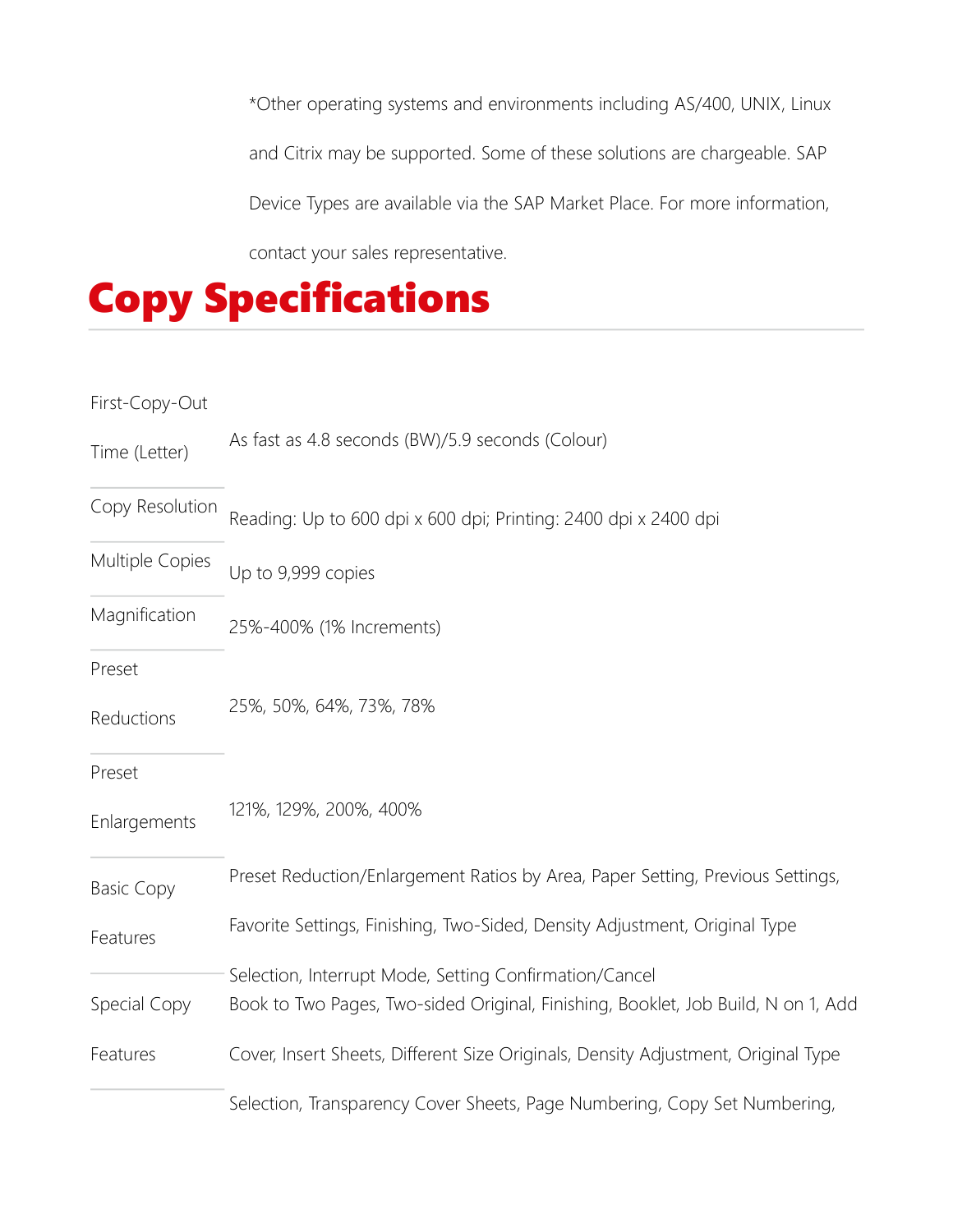*Other operating systems and environments including AS/400, UNIX, Linux and Citrix may be supported. Some of these solutions are chargeable. SAP Device Types are available via the SAP Market Place. For more information, contact your sales representative.

# Copy Specifications

| | |
|---|---|
| First-Copy-Out Time (Letter) | As fast as 4.8 seconds (BW)/5.9 seconds (Colour) |
| Copy Resolution | Reading: Up to 600 dpi x 600 dpi; Printing: 2400 dpi x 2400 dpi |
| Multiple Copies | Up to 9,999 copies |
| Magnification | 25%-400% (1% Increments) |
| Preset Reductions | 25%, 50%, 64%, 73%, 78% |
| Preset Enlargements | 121%, 129%, 200%, 400% |
| Basic Copy Features | Preset Reduction/Enlargement Ratios by Area, Paper Setting, Previous Settings, Favorite Settings, Finishing, Two-Sided, Density Adjustment, Original Type Selection, Interrupt Mode, Setting Confirmation/Cancel |
| Special Copy Features | Book to Two Pages, Two-sided Original, Finishing, Booklet, Job Build, N on 1, Add Cover, Insert Sheets, Different Size Originals, Density Adjustment, Original Type Selection, Transparency Cover Sheets, Page Numbering, Copy Set Numbering, |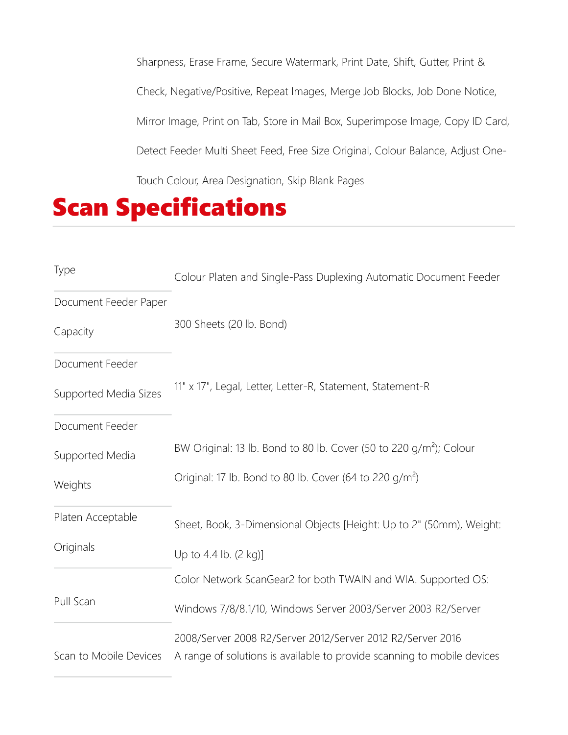Sharpness, Erase Frame, Secure Watermark, Print Date, Shift, Gutter, Print & Check, Negative/Positive, Repeat Images, Merge Job Blocks, Job Done Notice, Mirror Image, Print on Tab, Store in Mail Box, Superimpose Image, Copy ID Card, Detect Feeder Multi Sheet Feed, Free Size Original, Colour Balance, Adjust One-Touch Colour, Area Designation, Skip Blank Pages

# Scan Specifications

| | |
|---|---|
| Type | Colour Platen and Single-Pass Duplexing Automatic Document Feeder |
| Document Feeder Paper Capacity | 300 Sheets (20 lb. Bond) |
| Document Feeder Supported Media Sizes | 11" x 17", Legal, Letter, Letter-R, Statement, Statement-R |
| Document Feeder Supported Media Weights | BW Original: 13 lb. Bond to 80 lb. Cover (50 to 220 g/m²); Colour Original: 17 lb. Bond to 80 lb. Cover (64 to 220 g/m²) |
| Platen Acceptable Originals | Sheet, Book, 3-Dimensional Objects [Height: Up to 2" (50mm), Weight: Up to 4.4 lb. (2 kg)] |
| Pull Scan | Color Network ScanGear2 for both TWAIN and WIA. Supported OS: Windows 7/8/8.1/10, Windows Server 2003/Server 2003 R2/Server 2008/Server 2008 R2/Server 2012/Server 2012 R2/Server 2016 |
| Scan to Mobile Devices | A range of solutions is available to provide scanning to mobile devices |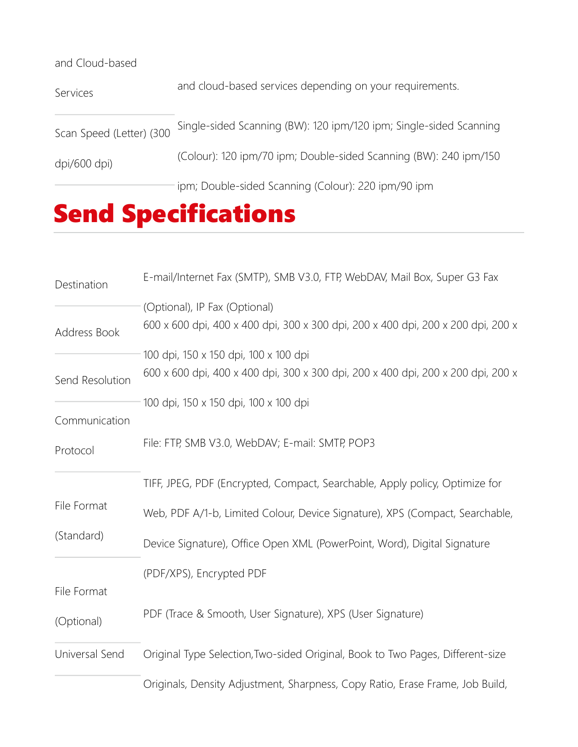| | |
|---|---|
| and Cloud-based Services | and cloud-based services depending on your requirements. |
| Scan Speed (Letter) (300 dpi/600 dpi) | Single-sided Scanning (BW): 120 ipm/120 ipm; Single-sided Scanning (Colour): 120 ipm/70 ipm; Double-sided Scanning (BW): 240 ipm/150 ipm; Double-sided Scanning (Colour): 220 ipm/90 ipm |

# Send Specifications

| | |
|---|---|
| Destination | E-mail/Internet Fax (SMTP), SMB V3.0, FTP, WebDAV, Mail Box, Super G3 Fax (Optional), IP Fax (Optional) |
| Address Book | 600 x 600 dpi, 400 x 400 dpi, 300 x 300 dpi, 200 x 400 dpi, 200 x 200 dpi, 200 x 100 dpi, 150 x 150 dpi, 100 x 100 dpi |
| Send Resolution | 600 x 600 dpi, 400 x 400 dpi, 300 x 300 dpi, 200 x 400 dpi, 200 x 200 dpi, 200 x 100 dpi, 150 x 150 dpi, 100 x 100 dpi |
| Communication Protocol | File: FTP, SMB V3.0, WebDAV; E-mail: SMTP, POP3 |
| File Format (Standard) | TIFF, JPEG, PDF (Encrypted, Compact, Searchable, Apply policy, Optimize for Web, PDF A/1-b, Limited Colour, Device Signature), XPS (Compact, Searchable, Device Signature), Office Open XML (PowerPoint, Word), Digital Signature (PDF/XPS), Encrypted PDF |
| File Format (Optional) | PDF (Trace & Smooth, User Signature), XPS (User Signature) |
| Universal Send | Original Type Selection,Two-sided Original, Book to Two Pages, Different-size Originals, Density Adjustment, Sharpness, Copy Ratio, Erase Frame, Job Build, |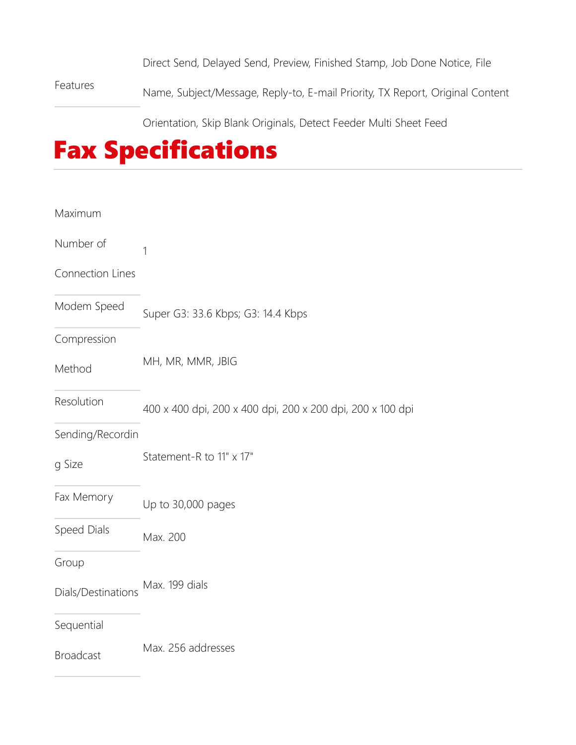| | |
|---|---|
| Features | Direct Send, Delayed Send, Preview, Finished Stamp, Job Done Notice, File Name, Subject/Message, Reply-to, E-mail Priority, TX Report, Original Content Orientation, Skip Blank Originals, Detect Feeder Multi Sheet Feed |

# Fax Specifications

| | |
|---|---|
| Maximum Number of Connection Lines | 1 |
| Modem Speed | Super G3: 33.6 Kbps; G3: 14.4 Kbps |
| Compression Method | MH, MR, MMR, JBIG |
| Resolution | 400 x 400 dpi, 200 x 400 dpi, 200 x 200 dpi, 200 x 100 dpi |
| Sending/Recording Size | Statement-R to 11" x 17" |
| Fax Memory | Up to 30,000 pages |
| Speed Dials | Max. 200 |
| Group Dials/Destinations | Max. 199 dials |
| Sequential Broadcast | Max. 256 addresses |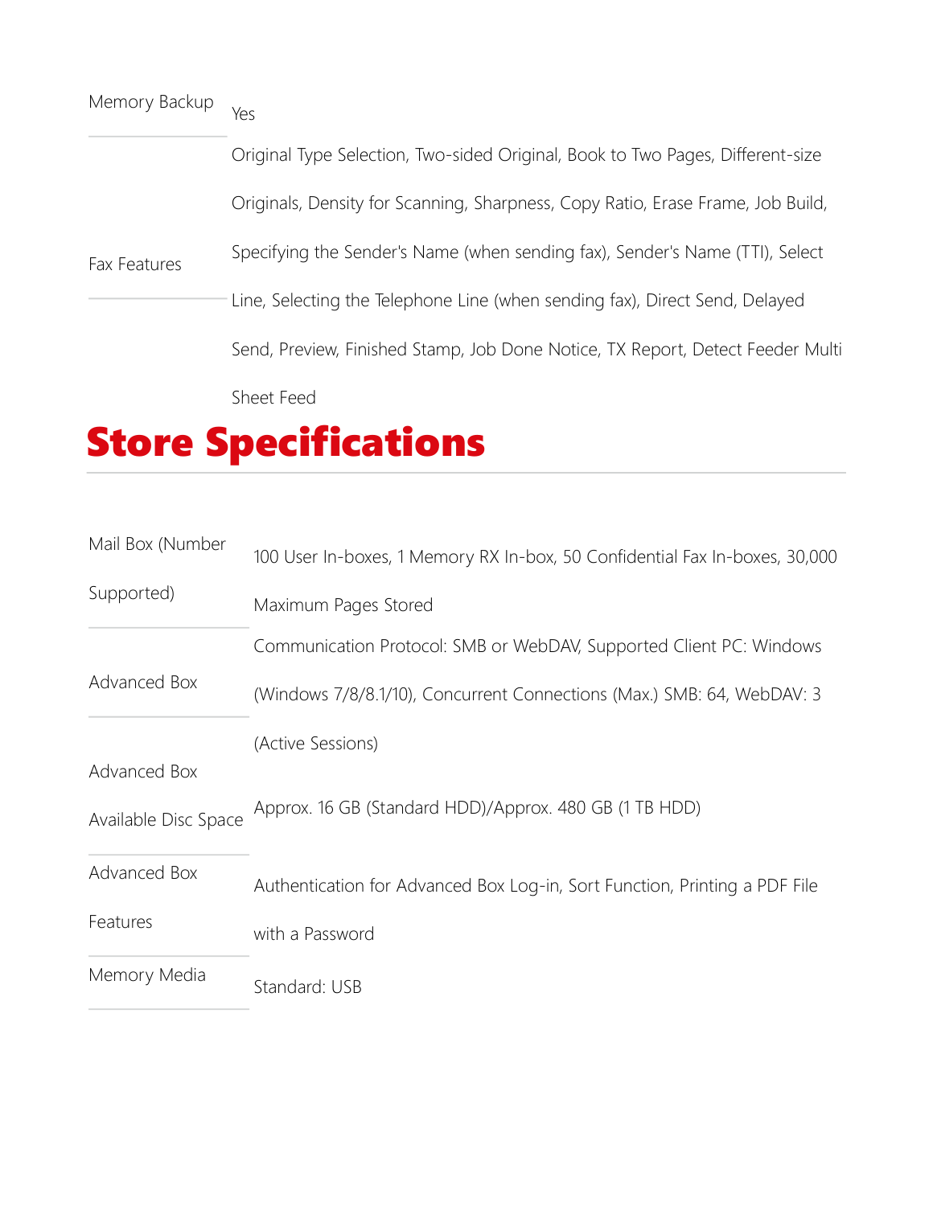| | |
|---|---|
| Memory Backup | Yes |
| Fax Features | Original Type Selection, Two-sided Original, Book to Two Pages, Different-size Originals, Density for Scanning, Sharpness, Copy Ratio, Erase Frame, Job Build, Specifying the Sender's Name (when sending fax), Sender's Name (TTI), Select Line, Selecting the Telephone Line (when sending fax), Direct Send, Delayed Send, Preview, Finished Stamp, Job Done Notice, TX Report, Detect Feeder Multi Sheet Feed |

## Store Specifications

| | |
|---|---|
| Mail Box (Number Supported) | 100 User In-boxes, 1 Memory RX In-box, 50 Confidential Fax In-boxes, 30,000 Maximum Pages Stored |
| Advanced Box | Communication Protocol: SMB or WebDAV, Supported Client PC: Windows (Windows 7/8/8.1/10), Concurrent Connections (Max.) SMB: 64, WebDAV: 3 (Active Sessions) |
| Advanced Box Available Disc Space | Approx. 16 GB (Standard HDD)/Approx. 480 GB (1 TB HDD) |
| Advanced Box Features | Authentication for Advanced Box Log-in, Sort Function, Printing a PDF File with a Password |
| Memory Media | Standard: USB |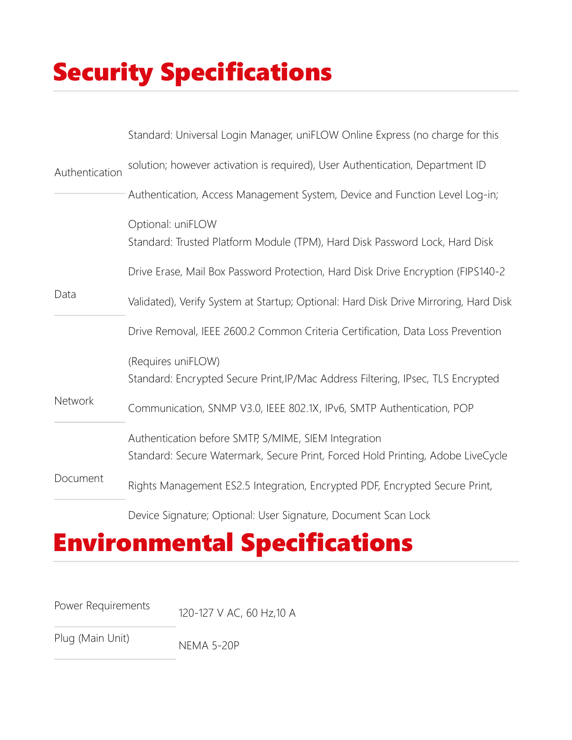# Security Specifications

| | |
|---|---|
| Authentication | Standard: Universal Login Manager, uniFLOW Online Express (no charge for this solution; however activation is required), User Authentication, Department ID Authentication, Access Management System, Device and Function Level Log-in; Optional: uniFLOW |
| Data | Standard: Trusted Platform Module (TPM), Hard Disk Password Lock, Hard Disk Drive Erase, Mail Box Password Protection, Hard Disk Drive Encryption (FIPS140-2 Validated), Verify System at Startup; Optional: Hard Disk Drive Mirroring, Hard Disk Drive Removal, IEEE 2600.2 Common Criteria Certification, Data Loss Prevention (Requires uniFLOW) |
| Network | Standard: Encrypted Secure Print,IP/Mac Address Filtering, IPsec, TLS Encrypted Communication, SNMP V3.0, IEEE 802.1X, IPv6, SMTP Authentication, POP Authentication before SMTP, S/MIME, SIEM Integration |
| Document | Standard: Secure Watermark, Secure Print, Forced Hold Printing, Adobe LiveCycle Rights Management ES2.5 Integration, Encrypted PDF, Encrypted Secure Print, Device Signature; Optional: User Signature, Document Scan Lock |

# Environmental Specifications

| | |
|---|---|
| Power Requirements | 120-127 V AC, 60 Hz,10 A |
| Plug (Main Unit) | NEMA 5-20P |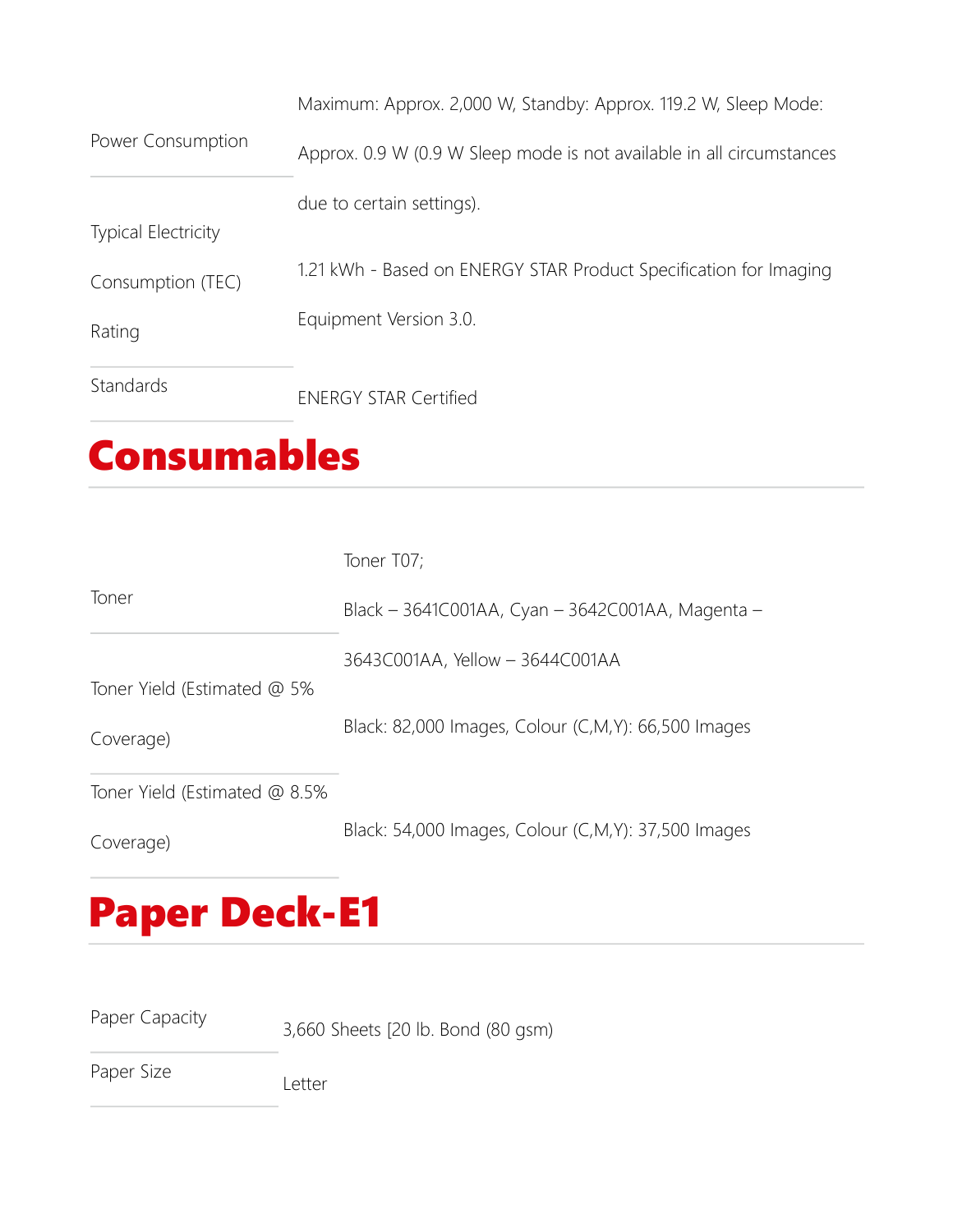| | |
|---|---|
| Power Consumption | Maximum: Approx. 2,000 W, Standby: Approx. 119.2 W, Sleep Mode: Approx. 0.9 W (0.9 W Sleep mode is not available in all circumstances due to certain settings). |
| Typical Electricity Consumption (TEC) Rating | 1.21 kWh - Based on ENERGY STAR Product Specification for Imaging Equipment Version 3.0. |
| Standards | ENERGY STAR Certified |

# Consumables

| | |
|---|---|
| Toner | Toner T07; Black – 3641C001AA, Cyan – 3642C001AA, Magenta – 3643C001AA, Yellow – 3644C001AA |
| Toner Yield (Estimated @ 5% Coverage) | Black: 82,000 Images, Colour (C,M,Y): 66,500 Images |
| Toner Yield (Estimated @ 8.5% Coverage) | Black: 54,000 Images, Colour (C,M,Y): 37,500 Images |

# Paper Deck-E1

| | |
|---|---|
| Paper Capacity | 3,660 Sheets [20 lb. Bond (80 gsm) |
| Paper Size | Letter |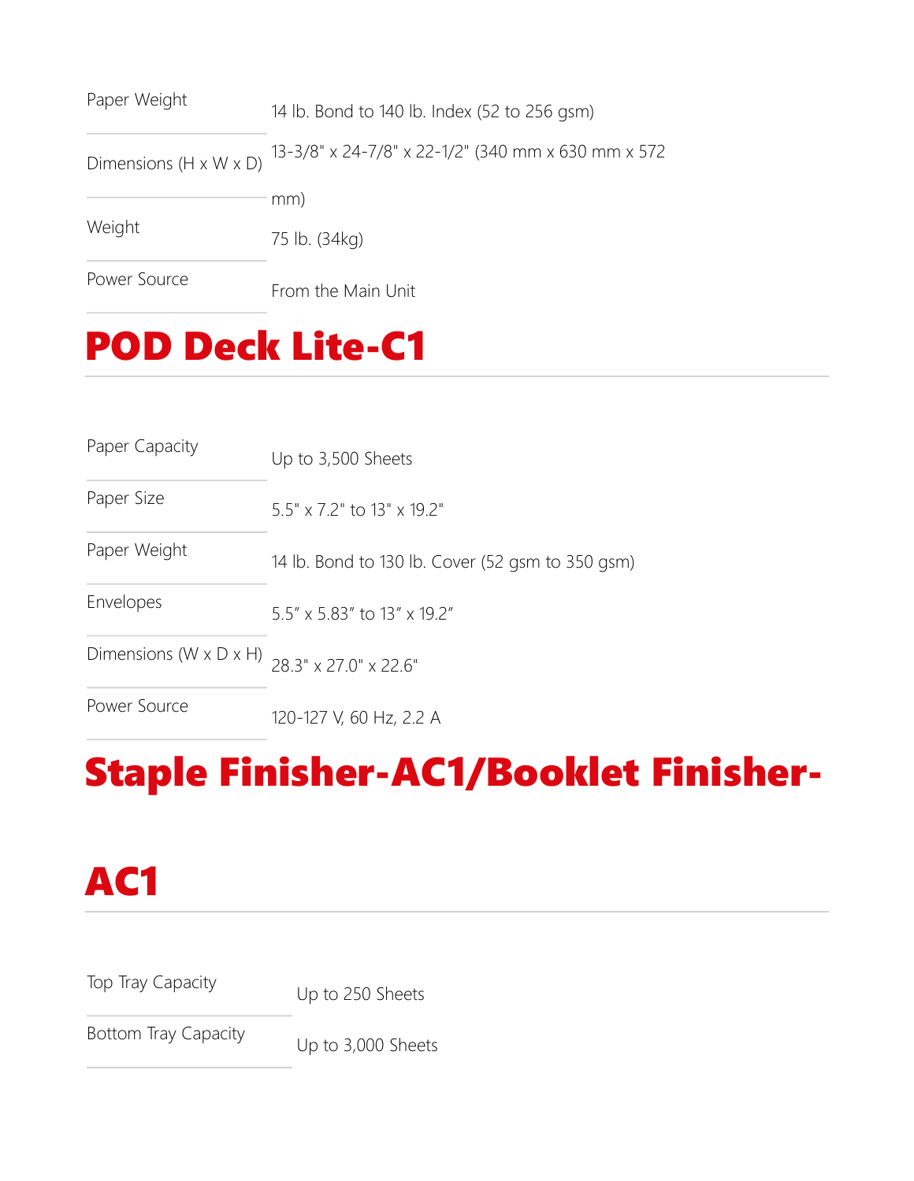| | |
|---|---|
| Paper Weight | 14 lb. Bond to 140 lb. Index (52 to 256 gsm) |
| Dimensions (H x W x D) | 13-3/8" x 24-7/8" x 22-1/2" (340 mm x 630 mm x 572 mm) |
| Weight | 75 lb. (34kg) |
| Power Source | From the Main Unit |

# POD Deck Lite-C1

| | |
|---|---|
| Paper Capacity | Up to 3,500 Sheets |
| Paper Size | 5.5" x 7.2" to 13" x 19.2" |
| Paper Weight | 14 lb. Bond to 130 lb. Cover (52 gsm to 350 gsm) |
| Envelopes | 5.5" x 5.83" to 13" x 19.2" |
| Dimensions (W x D x H) | 28.3" x 27.0" x 22.6" |
| Power Source | 120-127 V, 60 Hz, 2.2 A |

# Staple Finisher-AC1/Booklet Finisher-AC1

| | |
|---|---|
| Top Tray Capacity | Up to 250 Sheets |
| Bottom Tray Capacity | Up to 3,000 Sheets |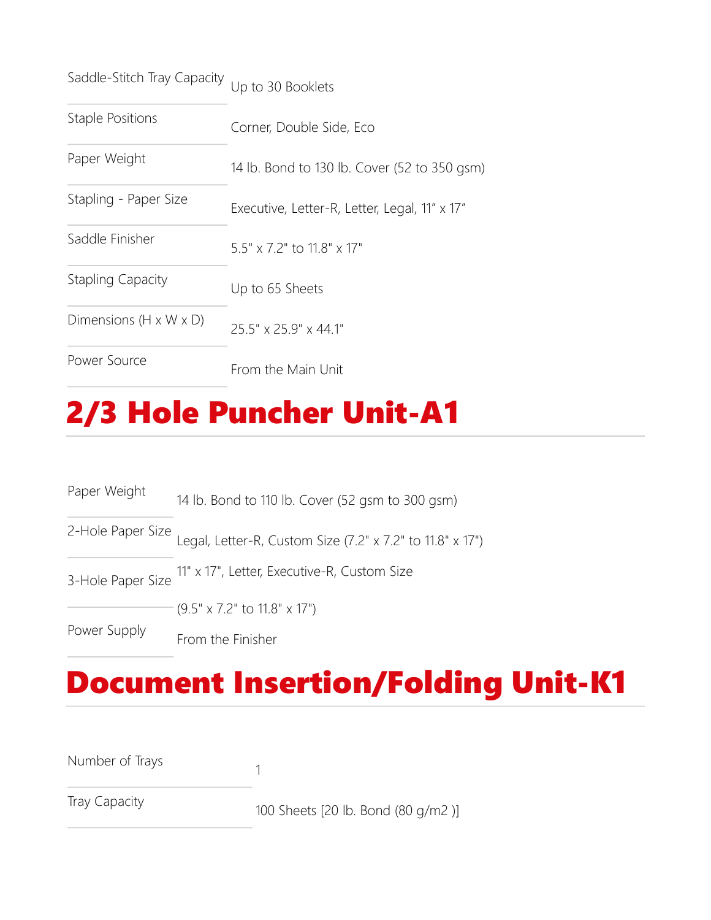| | |
|---|---|
| Saddle-Stitch Tray Capacity | Up to 30 Booklets |
| Staple Positions | Corner, Double Side, Eco |
| Paper Weight | 14 lb. Bond to 130 lb. Cover (52 to 350 gsm) |
| Stapling - Paper Size | Executive, Letter-R, Letter, Legal, 11" x 17" |
| Saddle Finisher | 5.5" x 7.2" to 11.8" x 17" |
| Stapling Capacity | Up to 65 Sheets |
| Dimensions (H x W x D) | 25.5" x 25.9" x 44.1" |
| Power Source | From the Main Unit |

# 2/3 Hole Puncher Unit-A1

| | |
|---|---|
| Paper Weight | 14 lb. Bond to 110 lb. Cover (52 gsm to 300 gsm) |
| 2-Hole Paper Size | Legal, Letter-R, Custom Size (7.2" x 7.2" to 11.8" x 17") |
| 3-Hole Paper Size | 11" x 17", Letter, Executive-R, Custom Size (9.5" x 7.2" to 11.8" x 17") |
| Power Supply | From the Finisher |

# Document Insertion/Folding Unit-K1

| | |
|---|---|
| Number of Trays | 1 |
| Tray Capacity | 100 Sheets [20 lb. Bond (80 g/m2 )] |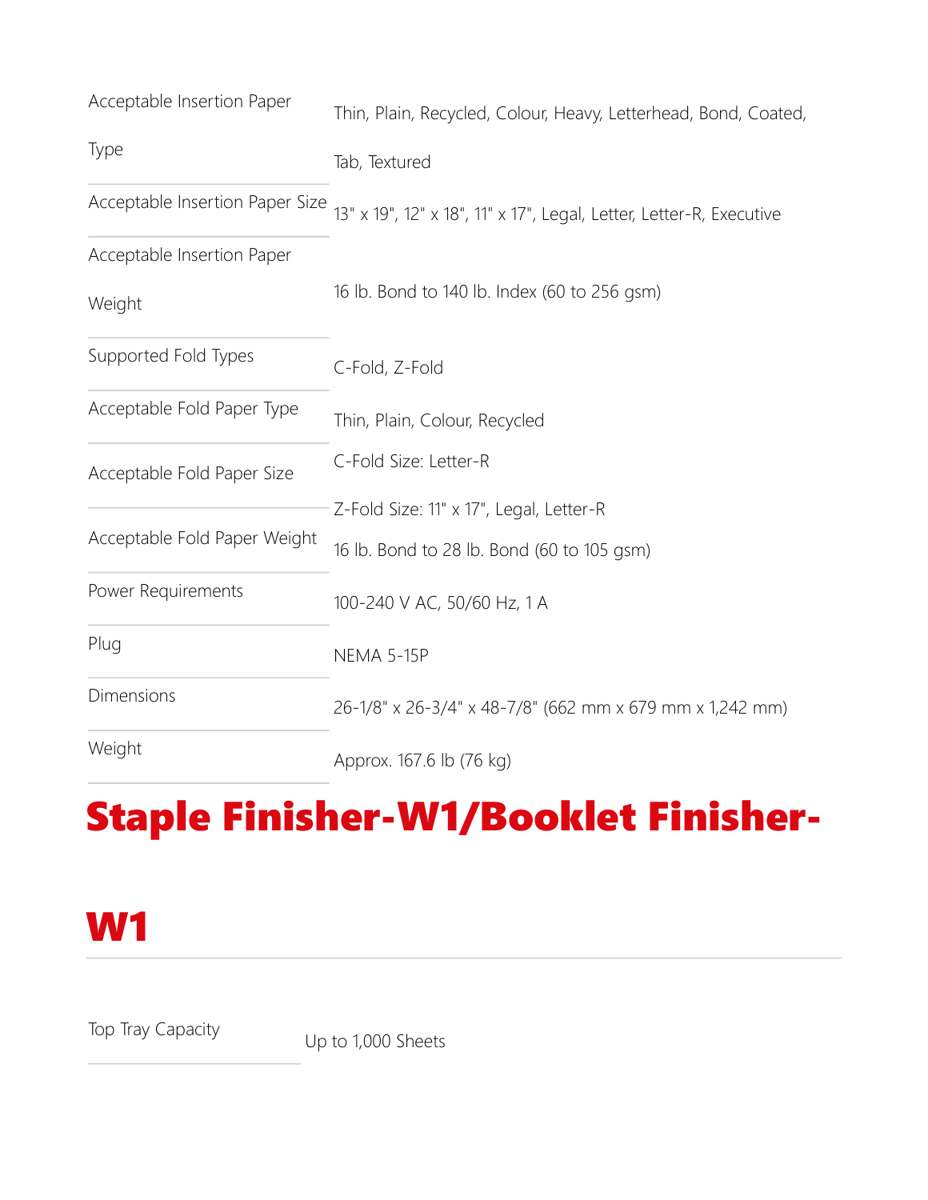| | |
|---|---|
| Acceptable Insertion Paper Type | Thin, Plain, Recycled, Colour, Heavy, Letterhead, Bond, Coated, Tab, Textured |
| Acceptable Insertion Paper Size | 13" x 19", 12" x 18", 11" x 17", Legal, Letter, Letter-R, Executive |
| Acceptable Insertion Paper Weight | 16 lb. Bond to 140 lb. Index (60 to 256 gsm) |
| Supported Fold Types | C-Fold, Z-Fold |
| Acceptable Fold Paper Type | Thin, Plain, Colour, Recycled |
| Acceptable Fold Paper Size | C-Fold Size: Letter-R<br>Z-Fold Size: 11" x 17", Legal, Letter-R |
| Acceptable Fold Paper Weight | 16 lb. Bond to 28 lb. Bond (60 to 105 gsm) |
| Power Requirements | 100-240 V AC, 50/60 Hz, 1 A |
| Plug | NEMA 5-15P |
| Dimensions | 26-1/8" x 26-3/4" x 48-7/8" (662 mm x 679 mm x 1,242 mm) |
| Weight | Approx. 167.6 lb (76 kg) |

## Staple Finisher-W1/Booklet Finisher-W1

| | |
|---|---|
| Top Tray Capacity | Up to 1,000 Sheets |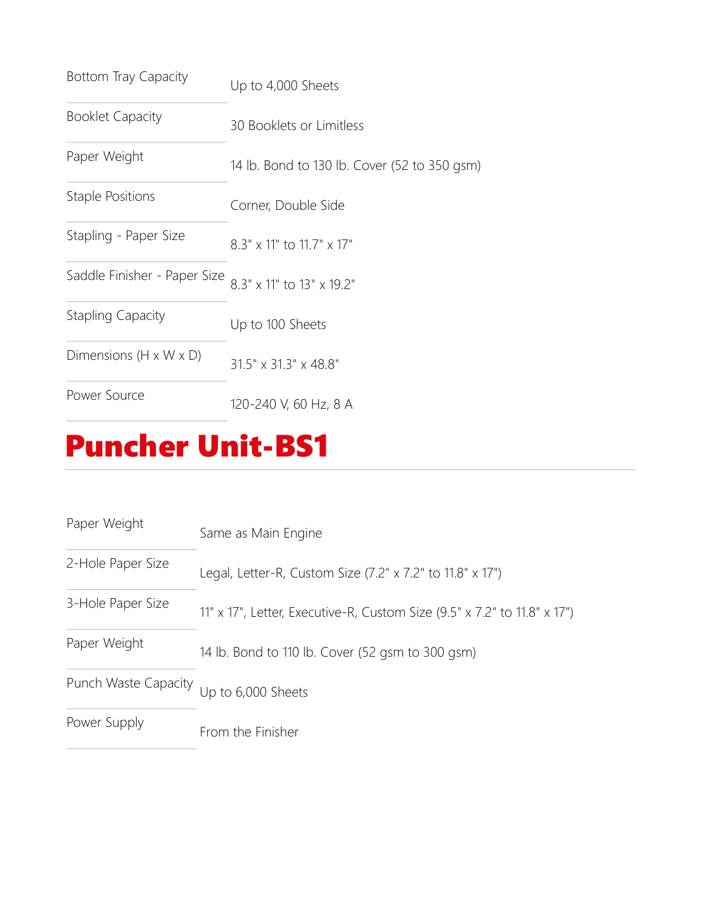| | |
|---|---|
| Bottom Tray Capacity | Up to 4,000 Sheets |
| Booklet Capacity | 30 Booklets or Limitless |
| Paper Weight | 14 lb. Bond to 130 lb. Cover (52 to 350 gsm) |
| Staple Positions | Corner, Double Side |
| Stapling - Paper Size | 8.3" x 11" to 11.7" x 17" |
| Saddle Finisher - Paper Size | 8.3" x 11" to 13" x 19.2" |
| Stapling Capacity | Up to 100 Sheets |
| Dimensions (H x W x D) | 31.5" x 31.3" x 48.8" |
| Power Source | 120-240 V, 60 Hz, 8 A |

## Puncher Unit-BS1

| | |
|---|---|
| Paper Weight | Same as Main Engine |
| 2-Hole Paper Size | Legal, Letter-R, Custom Size (7.2" x 7.2" to 11.8" x 17") |
| 3-Hole Paper Size | 11" x 17", Letter, Executive-R, Custom Size (9.5" x 7.2" to 11.8" x 17") |
| Paper Weight | 14 lb. Bond to 110 lb. Cover (52 gsm to 300 gsm) |
| Punch Waste Capacity | Up to 6,000 Sheets |
| Power Supply | From the Finisher |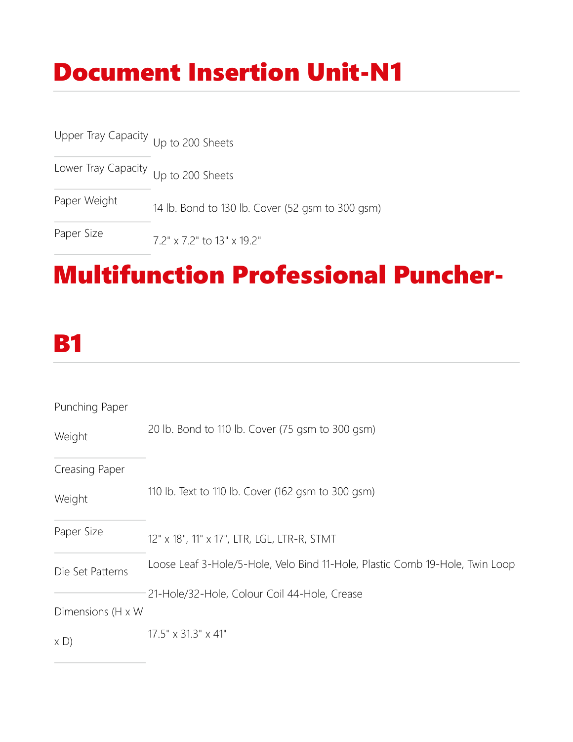# Document Insertion Unit-N1

| | |
|---|---|
| Upper Tray Capacity | Up to 200 Sheets |
| Lower Tray Capacity | Up to 200 Sheets |
| Paper Weight | 14 lb. Bond to 130 lb. Cover (52 gsm to 300 gsm) |
| Paper Size | 7.2" x 7.2" to 13" x 19.2" |

# Multifunction Professional Puncher-B1

| | |
|---|---|
| Punching Paper Weight | 20 lb. Bond to 110 lb. Cover (75 gsm to 300 gsm) |
| Creasing Paper Weight | 110 lb. Text to 110 lb. Cover (162 gsm to 300 gsm) |
| Paper Size | 12" x 18", 11" x 17", LTR, LGL, LTR-R, STMT |
| Die Set Patterns | Loose Leaf 3-Hole/5-Hole, Velo Bind 11-Hole, Plastic Comb 19-Hole, Twin Loop 21-Hole/32-Hole, Colour Coil 44-Hole, Crease |
| Dimensions (H x W x D) | 17.5" x 31.3" x 41" |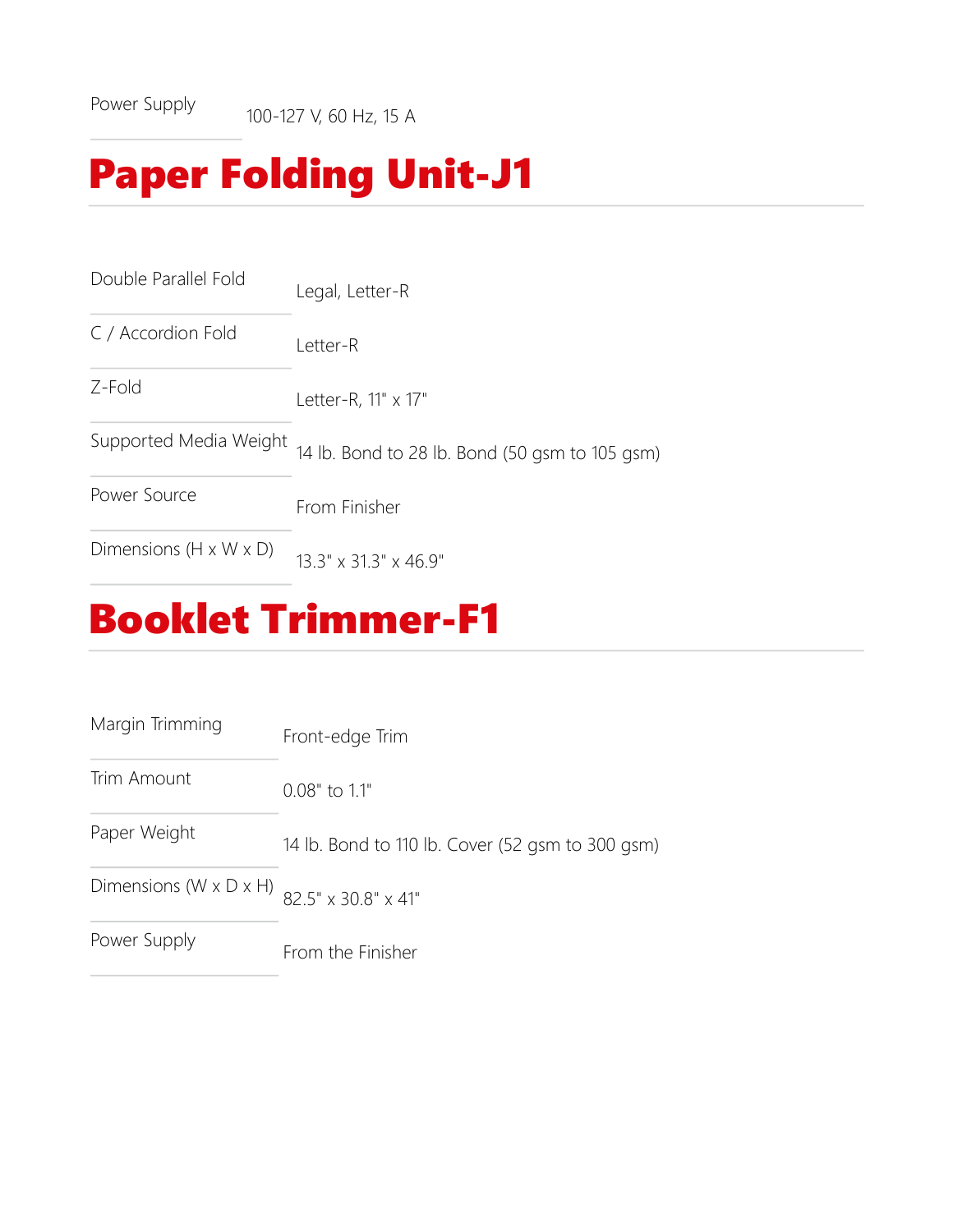| | |
|---|---|
| Power Supply | 100-127 V, 60 Hz, 15 A |

# Paper Folding Unit-J1

| | |
|---|---|
| Double Parallel Fold | Legal, Letter-R |
| C / Accordion Fold | Letter-R |
| Z-Fold | Letter-R, 11" x 17" |
| Supported Media Weight | 14 lb. Bond to 28 lb. Bond (50 gsm to 105 gsm) |
| Power Source | From Finisher |
| Dimensions (H x W x D) | 13.3" x 31.3" x 46.9" |

# Booklet Trimmer-F1

| | |
|---|---|
| Margin Trimming | Front-edge Trim |
| Trim Amount | 0.08" to 1.1" |
| Paper Weight | 14 lb. Bond to 110 lb. Cover (52 gsm to 300 gsm) |
| Dimensions (W x D x H) | 82.5" x 30.8" x 41" |
| Power Supply | From the Finisher |